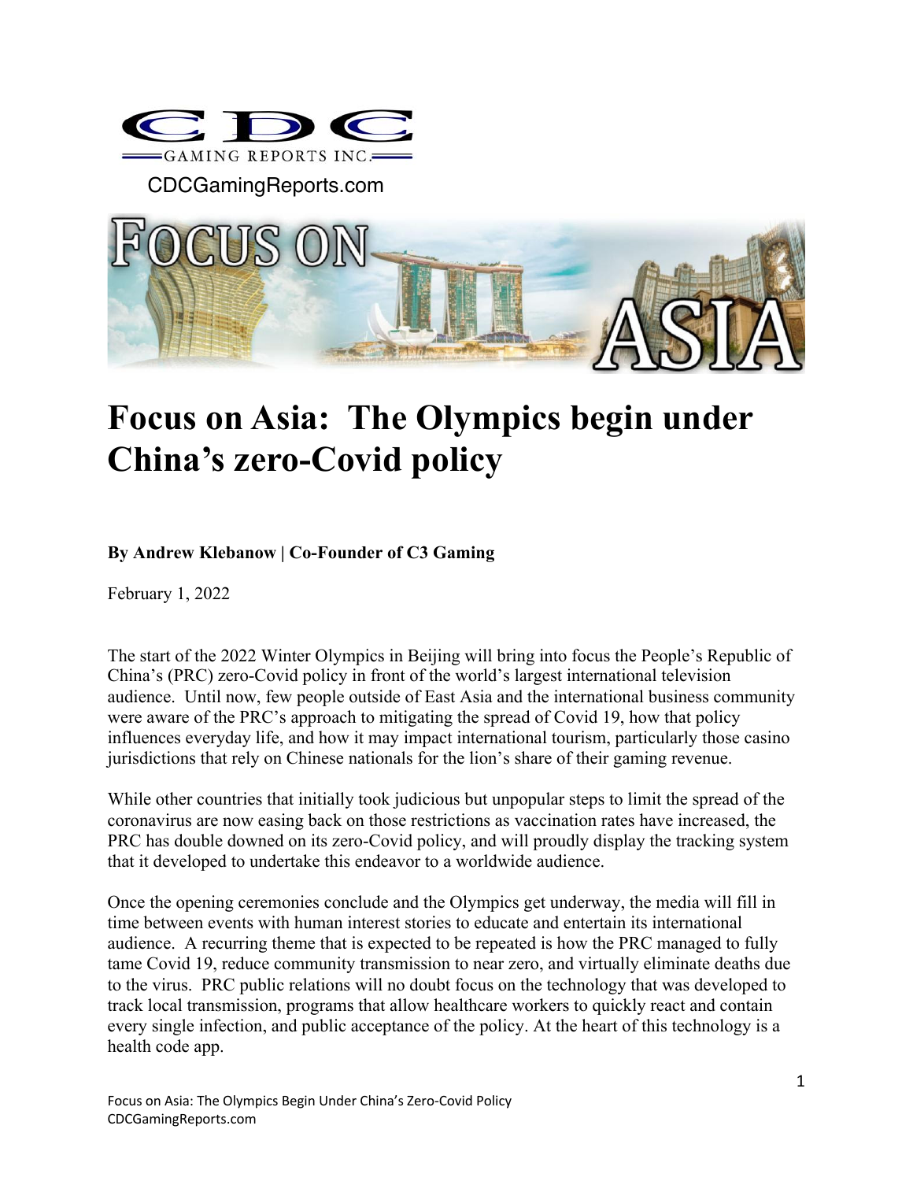CDCGamingReports.com

# Focus on Asia: The Olympics begin under China's zero-Covid policy

**By Andrew Klebanow | Co-Founder of C3 Gaming**

February 1, 2022

The start of the 2022 Winter Olympics in Beijing will bring into focus the People's Republic of China's (PRC) zero-Covid policy in front of the world's largest international television audience. Until now, few people outside of East Asia and the international business community were aware of the PRC's approach to mitigating the spread of Covid 19, how that policy influences everyday life, and how it may impact international tourism, particularly those casino jurisdictions that rely on Chinese nationals for the lion's share of their gaming revenue.

While other countries that initially took judicious but unpopular steps to limit the spread of the coronavirus are now easing back on those restrictions as vaccination rates have increased, the PRC has double downed on its zero-Covid policy, and will proudly display the tracking system that it developed to undertake this endeavor to a worldwide audience.

Once the opening ceremonies conclude and the Olympics get underway, the media will fill in time between events with human interest stories to educate and entertain its international audience. A recurring theme that is expected to be repeated is how the PRC managed to fully tame Covid 19, reduce community transmission to near zero, and virtually eliminate deaths due to the virus. PRC public relations will no doubt focus on the technology that was developed to track local transmission, programs that allow healthcare workers to quickly react and contain every single infection, and public acceptance of the policy. At the heart of this technology is a health code app.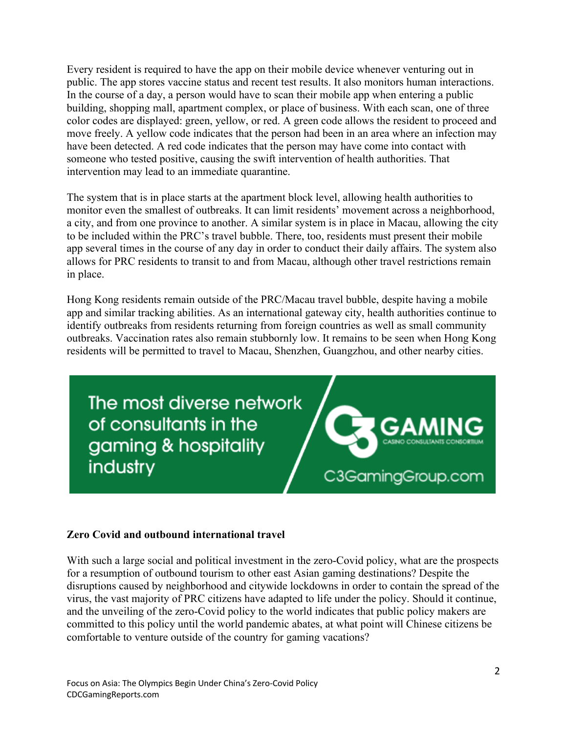Every resident is required to have the app on their mobile device whenever venturing out in public. The app stores vaccine status and recent test results. It also monitors human interactions. In the course of a day, a person would have to scan their mobile app when entering a public building, shopping mall, apartment complex, or place of business. With each scan, one of three color codes are displayed: green, yellow, or red. A green code allows the resident to proceed and move freely. A yellow code indicates that the person had been in an area where an infection may have been detected. A red code indicates that the person may have come into contact with someone who tested positive, causing the swift intervention of health authorities. That intervention may lead to an immediate quarantine.

The system that is in place starts at the apartment block level, allowing health authorities to monitor even the smallest of outbreaks. It can limit residents' movement across a neighborhood, a city, and from one province to another. A similar system is in place in Macau, allowing the city to be included within the PRC's travel bubble. There, too, residents must present their mobile app several times in the course of any day in order to conduct their daily affairs. The system also allows for PRC residents to transit to and from Macau, although other travel restrictions remain in place.

Hong Kong residents remain outside of the PRC/Macau travel bubble, despite having a mobile app and similar tracking abilities. As an international gateway city, health authorities continue to identify outbreaks from residents returning from foreign countries as well as small community outbreaks. Vaccination rates also remain stubbornly low. It remains to be seen when Hong Kong residents will be permitted to travel to Macau, Shenzhen, Guangzhou, and other nearby cities.

The most diverse network of consultants in the gaming & hospitality industry

C3 GAMING
CASINO CONSULTANTS CONSORTIUM
C3GamingGroup.com

**Zero Covid and outbound international travel**

With such a large social and political investment in the zero-Covid policy, what are the prospects for a resumption of outbound tourism to other east Asian gaming destinations? Despite the disruptions caused by neighborhood and citywide lockdowns in order to contain the spread of the virus, the vast majority of PRC citizens have adapted to life under the policy. Should it continue, and the unveiling of the zero-Covid policy to the world indicates that public policy makers are committed to this policy until the world pandemic abates, at what point will Chinese citizens be comfortable to venture outside of the country for gaming vacations?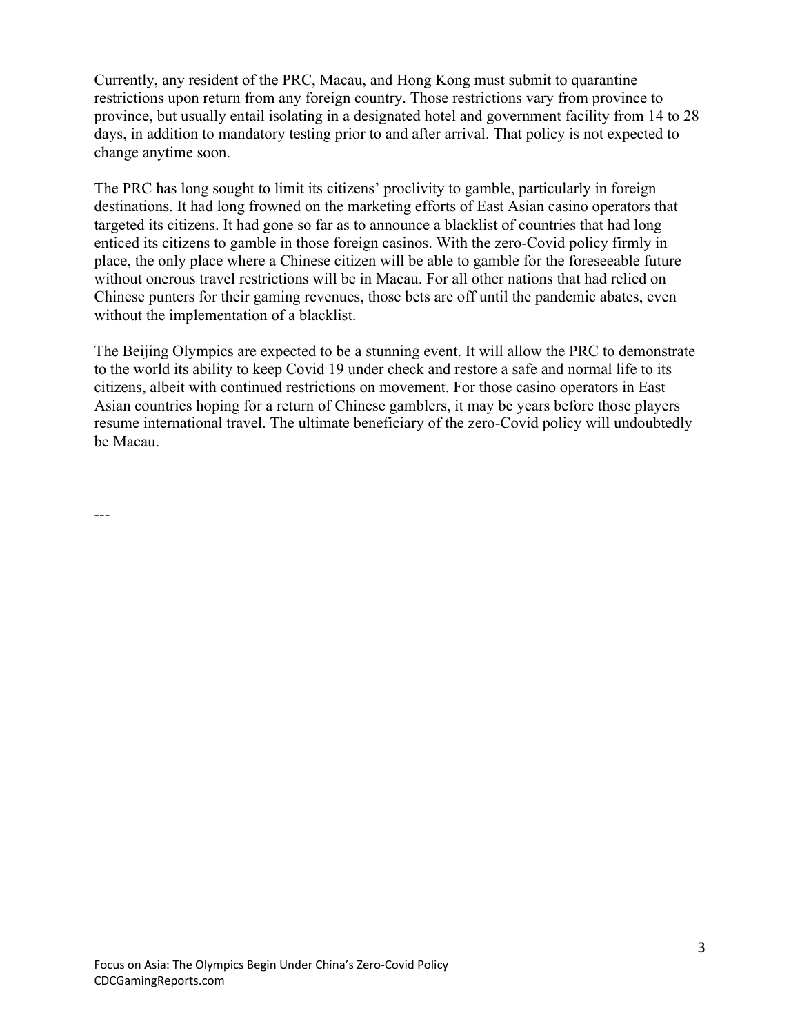Currently, any resident of the PRC, Macau, and Hong Kong must submit to quarantine restrictions upon return from any foreign country. Those restrictions vary from province to province, but usually entail isolating in a designated hotel and government facility from 14 to 28 days, in addition to mandatory testing prior to and after arrival. That policy is not expected to change anytime soon.

The PRC has long sought to limit its citizens' proclivity to gamble, particularly in foreign destinations. It had long frowned on the marketing efforts of East Asian casino operators that targeted its citizens. It had gone so far as to announce a blacklist of countries that had long enticed its citizens to gamble in those foreign casinos. With the zero-Covid policy firmly in place, the only place where a Chinese citizen will be able to gamble for the foreseeable future without onerous travel restrictions will be in Macau. For all other nations that had relied on Chinese punters for their gaming revenues, those bets are off until the pandemic abates, even without the implementation of a blacklist.

The Beijing Olympics are expected to be a stunning event. It will allow the PRC to demonstrate to the world its ability to keep Covid 19 under check and restore a safe and normal life to its citizens, albeit with continued restrictions on movement. For those casino operators in East Asian countries hoping for a return of Chinese gamblers, it may be years before those players resume international travel. The ultimate beneficiary of the zero-Covid policy will undoubtedly be Macau.

---